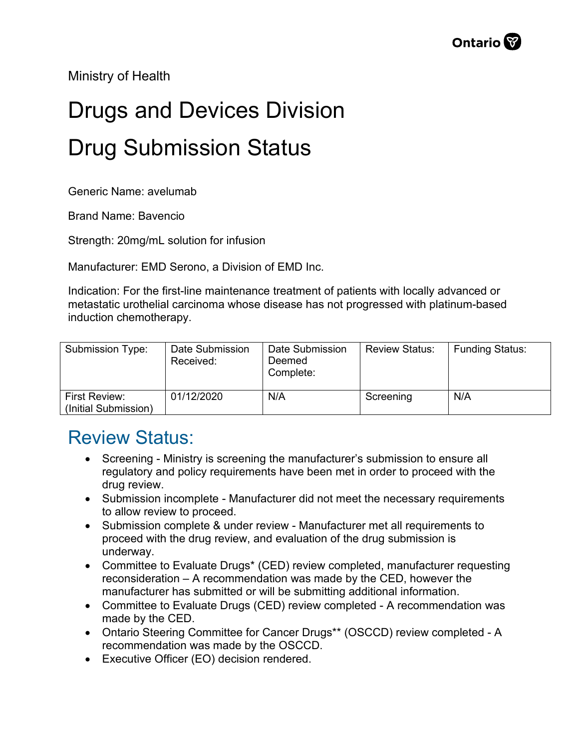Ministry of Health

# Drugs and Devices Division

# Drug Submission Status

Generic Name: avelumab

Brand Name: Bavencio

Strength: 20mg/mL solution for infusion

Manufacturer: EMD Serono, a Division of EMD Inc.

Indication: For the first-line maintenance treatment of patients with locally advanced or metastatic urothelial carcinoma whose disease has not progressed with platinum-based induction chemotherapy.

| Submission Type: | Date Submission Received: | Date Submission Deemed Complete: | Review Status: | Funding Status: |
|---|---|---|---|---|
| First Review: (Initial Submission) | 01/12/2020 | N/A | Screening | N/A |

## Review Status:

- Screening - Ministry is screening the manufacturer's submission to ensure all regulatory and policy requirements have been met in order to proceed with the drug review.
- Submission incomplete - Manufacturer did not meet the necessary requirements to allow review to proceed.
- Submission complete & under review - Manufacturer met all requirements to proceed with the drug review, and evaluation of the drug submission is underway.
- Committee to Evaluate Drugs* (CED) review completed, manufacturer requesting reconsideration – A recommendation was made by the CED, however the manufacturer has submitted or will be submitting additional information.
- Committee to Evaluate Drugs (CED) review completed - A recommendation was made by the CED.
- Ontario Steering Committee for Cancer Drugs** (OSCCD) review completed - A recommendation was made by the OSCCD.
- Executive Officer (EO) decision rendered.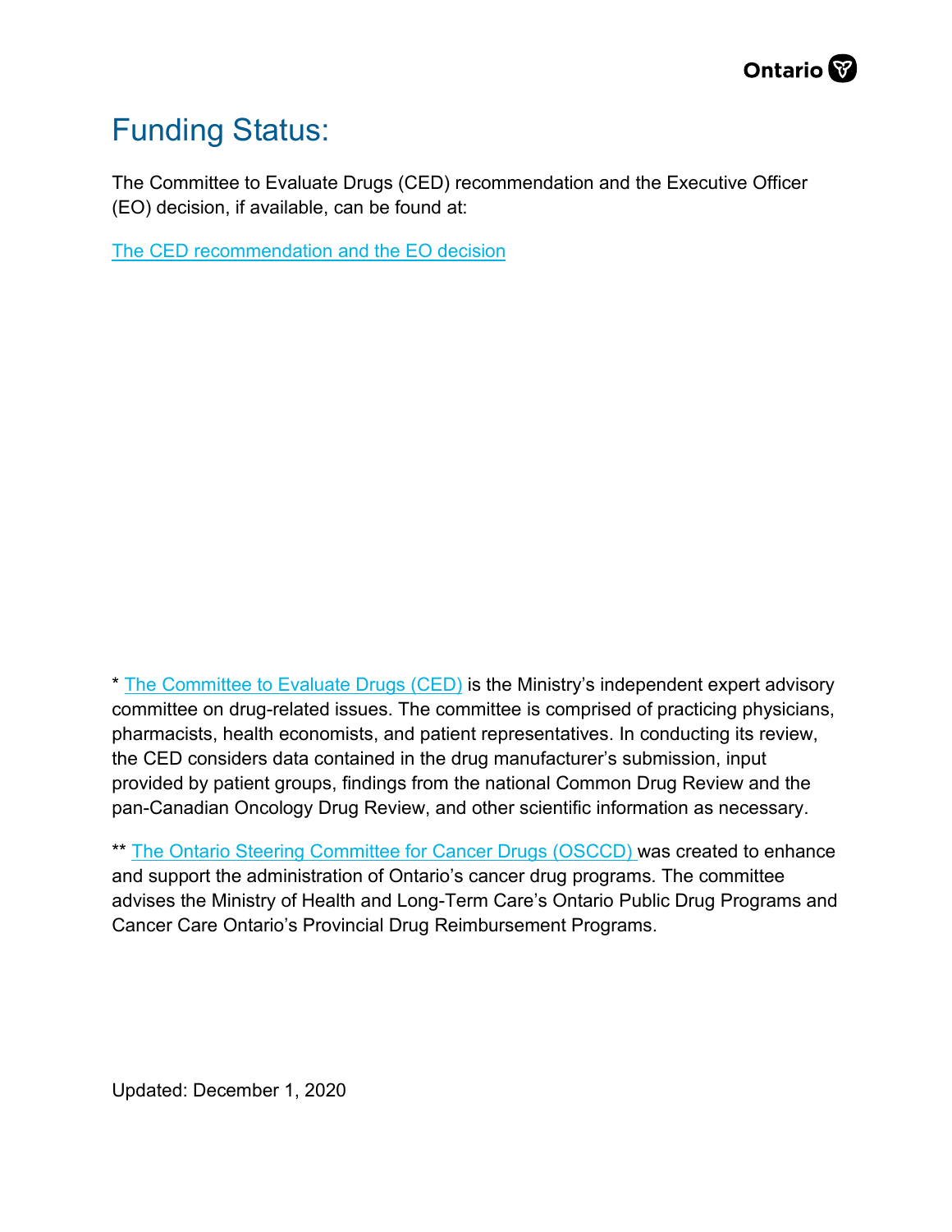# Funding Status:

The Committee to Evaluate Drugs (CED) recommendation and the Executive Officer (EO) decision, if available, can be found at:

[The CED recommendation and the EO decision]()

* [The Committee to Evaluate Drugs (CED)]() is the Ministry's independent expert advisory committee on drug-related issues. The committee is comprised of practicing physicians, pharmacists, health economists, and patient representatives. In conducting its review, the CED considers data contained in the drug manufacturer's submission, input provided by patient groups, findings from the national Common Drug Review and the pan-Canadian Oncology Drug Review, and other scientific information as necessary.

** [The Ontario Steering Committee for Cancer Drugs (OSCCD)]() was created to enhance and support the administration of Ontario's cancer drug programs. The committee advises the Ministry of Health and Long-Term Care's Ontario Public Drug Programs and Cancer Care Ontario's Provincial Drug Reimbursement Programs.

Updated: December 1, 2020